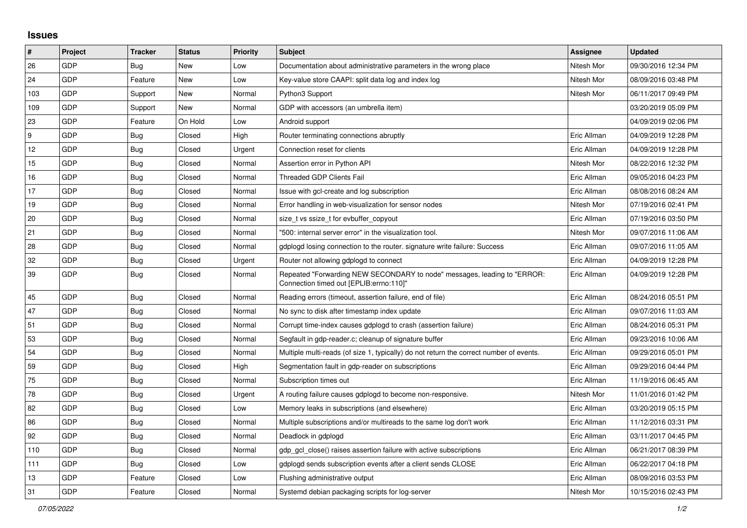## Issues

| # | Project | Tracker | Status | Priority | Subject | Assignee | Updated |
|---|---|---|---|---|---|---|---|
| 26 | GDP | Bug | New | Low | Documentation about administrative parameters in the wrong place | Nitesh Mor | 09/30/2016 12:34 PM |
| 24 | GDP | Feature | New | Low | Key-value store CAAPI: split data log and index log | Nitesh Mor | 08/09/2016 03:48 PM |
| 103 | GDP | Support | New | Normal | Python3 Support | Nitesh Mor | 06/11/2017 09:49 PM |
| 109 | GDP | Support | New | Normal | GDP with accessors (an umbrella item) | | 03/20/2019 05:09 PM |
| 23 | GDP | Feature | On Hold | Low | Android support | | 04/09/2019 02:06 PM |
| 9 | GDP | Bug | Closed | High | Router terminating connections abruptly | Eric Allman | 04/09/2019 12:28 PM |
| 12 | GDP | Bug | Closed | Urgent | Connection reset for clients | Eric Allman | 04/09/2019 12:28 PM |
| 15 | GDP | Bug | Closed | Normal | Assertion error in Python API | Nitesh Mor | 08/22/2016 12:32 PM |
| 16 | GDP | Bug | Closed | Normal | Threaded GDP Clients Fail | Eric Allman | 09/05/2016 04:23 PM |
| 17 | GDP | Bug | Closed | Normal | Issue with gcl-create and log subscription | Eric Allman | 08/08/2016 08:24 AM |
| 19 | GDP | Bug | Closed | Normal | Error handling in web-visualization for sensor nodes | Nitesh Mor | 07/19/2016 02:41 PM |
| 20 | GDP | Bug | Closed | Normal | size_t vs ssize_t for evbuffer_copyout | Eric Allman | 07/19/2016 03:50 PM |
| 21 | GDP | Bug | Closed | Normal | "500: internal server error" in the visualization tool. | Nitesh Mor | 09/07/2016 11:06 AM |
| 28 | GDP | Bug | Closed | Normal | gdplogd losing connection to the router. signature write failure: Success | Eric Allman | 09/07/2016 11:05 AM |
| 32 | GDP | Bug | Closed | Urgent | Router not allowing gdplogd to connect | Eric Allman | 04/09/2019 12:28 PM |
| 39 | GDP | Bug | Closed | Normal | Repeated "Forwarding NEW SECONDARY to node" messages, leading to "ERROR: Connection timed out [EPLIB:errno:110]" | Eric Allman | 04/09/2019 12:28 PM |
| 45 | GDP | Bug | Closed | Normal | Reading errors (timeout, assertion failure, end of file) | Eric Allman | 08/24/2016 05:51 PM |
| 47 | GDP | Bug | Closed | Normal | No sync to disk after timestamp index update | Eric Allman | 09/07/2016 11:03 AM |
| 51 | GDP | Bug | Closed | Normal | Corrupt time-index causes gdplogd to crash (assertion failure) | Eric Allman | 08/24/2016 05:31 PM |
| 53 | GDP | Bug | Closed | Normal | Segfault in gdp-reader.c; cleanup of signature buffer | Eric Allman | 09/23/2016 10:06 AM |
| 54 | GDP | Bug | Closed | Normal | Multiple multi-reads (of size 1, typically) do not return the correct number of events. | Eric Allman | 09/29/2016 05:01 PM |
| 59 | GDP | Bug | Closed | High | Segmentation fault in gdp-reader on subscriptions | Eric Allman | 09/29/2016 04:44 PM |
| 75 | GDP | Bug | Closed | Normal | Subscription times out | Eric Allman | 11/19/2016 06:45 AM |
| 78 | GDP | Bug | Closed | Urgent | A routing failure causes gdplogd to become non-responsive. | Nitesh Mor | 11/01/2016 01:42 PM |
| 82 | GDP | Bug | Closed | Low | Memory leaks in subscriptions (and elsewhere) | Eric Allman | 03/20/2019 05:15 PM |
| 86 | GDP | Bug | Closed | Normal | Multiple subscriptions and/or multireads to the same log don't work | Eric Allman | 11/12/2016 03:31 PM |
| 92 | GDP | Bug | Closed | Normal | Deadlock in gdplogd | Eric Allman | 03/11/2017 04:45 PM |
| 110 | GDP | Bug | Closed | Normal | gdp_gcl_close() raises assertion failure with active subscriptions | Eric Allman | 06/21/2017 08:39 PM |
| 111 | GDP | Bug | Closed | Low | gdplogd sends subscription events after a client sends CLOSE | Eric Allman | 06/22/2017 04:18 PM |
| 13 | GDP | Feature | Closed | Low | Flushing administrative output | Eric Allman | 08/09/2016 03:53 PM |
| 31 | GDP | Feature | Closed | Normal | Systemd debian packaging scripts for log-server | Nitesh Mor | 10/15/2016 02:43 PM |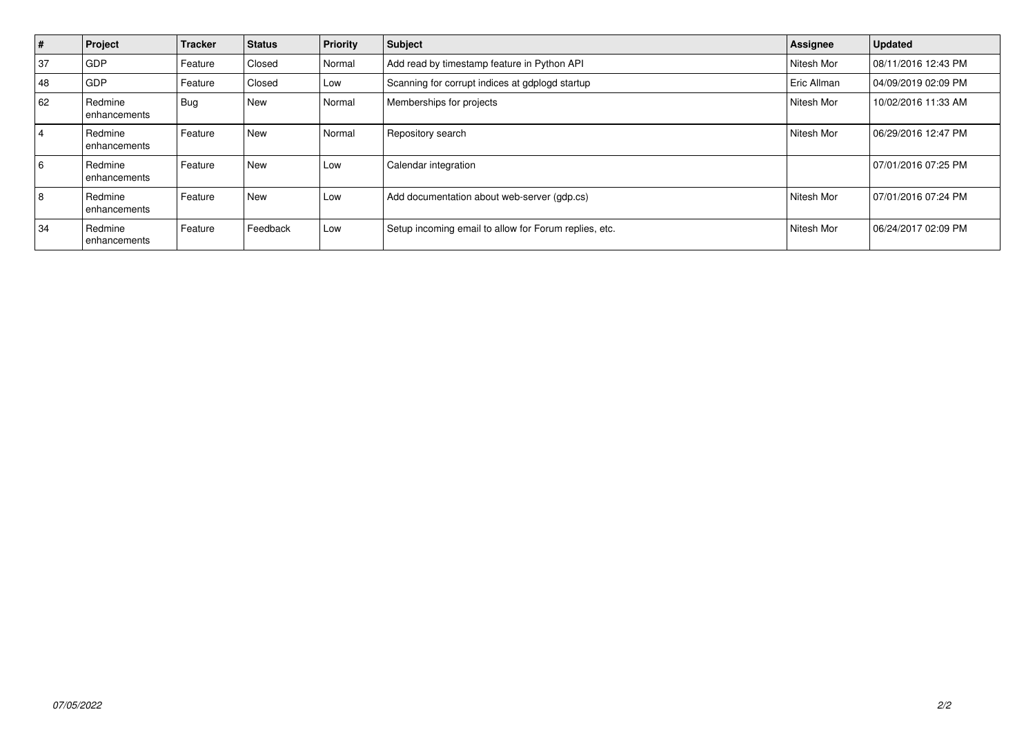| # | Project | Tracker | Status | Priority | Subject | Assignee | Updated |
|---|---|---|---|---|---|---|---|
| 37 | GDP | Feature | Closed | Normal | Add read by timestamp feature in Python API | Nitesh Mor | 08/11/2016 12:43 PM |
| 48 | GDP | Feature | Closed | Low | Scanning for corrupt indices at gdplogd startup | Eric Allman | 04/09/2019 02:09 PM |
| 62 | Redmine enhancements | Bug | New | Normal | Memberships for projects | Nitesh Mor | 10/02/2016 11:33 AM |
| 4 | Redmine enhancements | Feature | New | Normal | Repository search | Nitesh Mor | 06/29/2016 12:47 PM |
| 6 | Redmine enhancements | Feature | New | Low | Calendar integration | | 07/01/2016 07:25 PM |
| 8 | Redmine enhancements | Feature | New | Low | Add documentation about web-server (gdp.cs) | Nitesh Mor | 07/01/2016 07:24 PM |
| 34 | Redmine enhancements | Feature | Feedback | Low | Setup incoming email to allow for Forum replies, etc. | Nitesh Mor | 06/24/2017 02:09 PM |